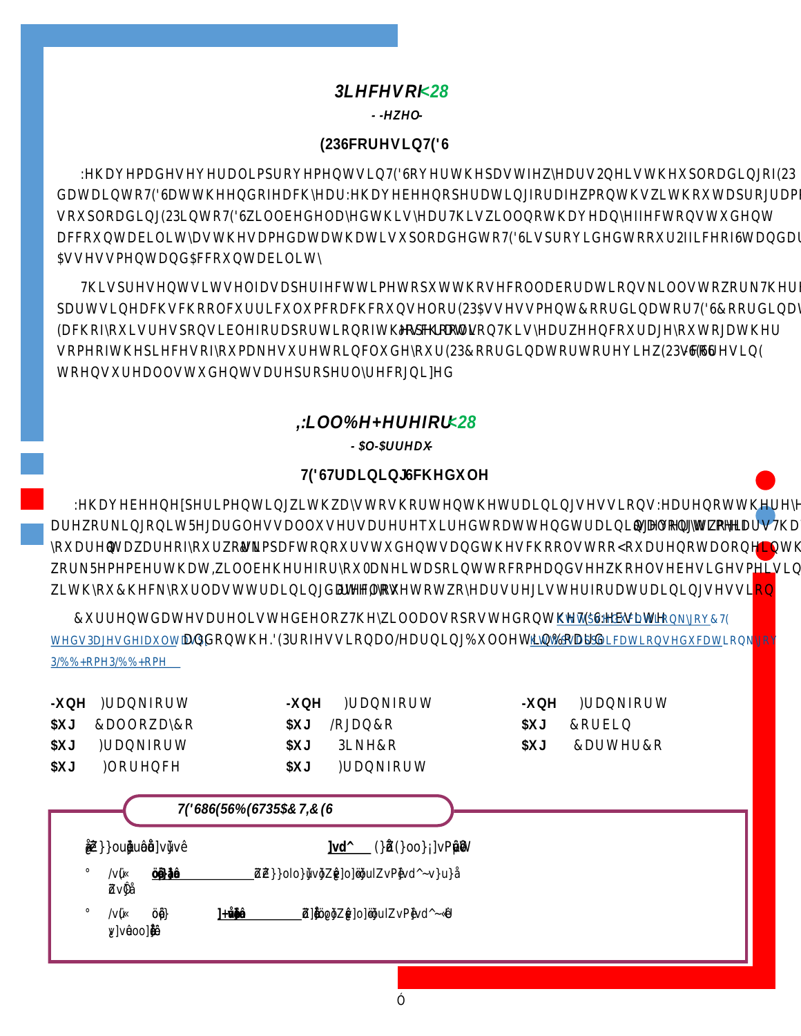## Pieces of YOU

*- Jewel -*

### EOP Scores in TEDS

We have made several improvements in TEDS over the past few years. One is the uploading of EOP data into TEDS at the end of each year. We have been operating for a few months without a program … so uploading EOP into TEDS will be delayed this year. This will not have any effect on student accountability as the same data that is uploaded to TEDS is provided to our Office of Standar… Assessment and Accountability.

This presents itself as a perfect time to put those collaboration skills to work. There … parts in each school of curriculum coach, counselor, EOP Assessment Coordinator, TEDS Coordina… Each of you is responsible for a portion of the process and collaboration. This year we encourage you to gather some of the pieces of you, make sure to include your EOP Coordinator, to review EOP Scores in E… to ensure all students are properly recognized.

## I Will Be Here for YOU

*- Al Jarreau -*

### TEDS Training Schedule

We have been experimenting with ways to shorten the training sessions. We are not there ye… are working on it. Regardless, all users are required to attend training every two years. Tha… you aren't aware of your work's impact on our students and the schools too. You are not alone in th… work. Remember that I will be here for you. Make it a point to come and see who else besides me is in… with you. Check your last training date. If it is over two years, register for a training session.

Current dates are listed below. They will also posted on the https://education.ky.gov/CTE/teds/Pages/default.aspx and on the KDE Professional Learning Bulletin Board https://apps.education.ky.gov/PLBBHome/PLBBHome

| | | |
|---|---|---|
| June Frankfort | June Frankfort | June Frankfort |
| Aug Calloway Co | Aug Logan Co | Aug Corbin |
| Aug Frankfort | Aug Pike Co | Aug Carter Co |
| Aug Florence | Aug Frankfort | |

### TEDS USERS BEST PRACTICES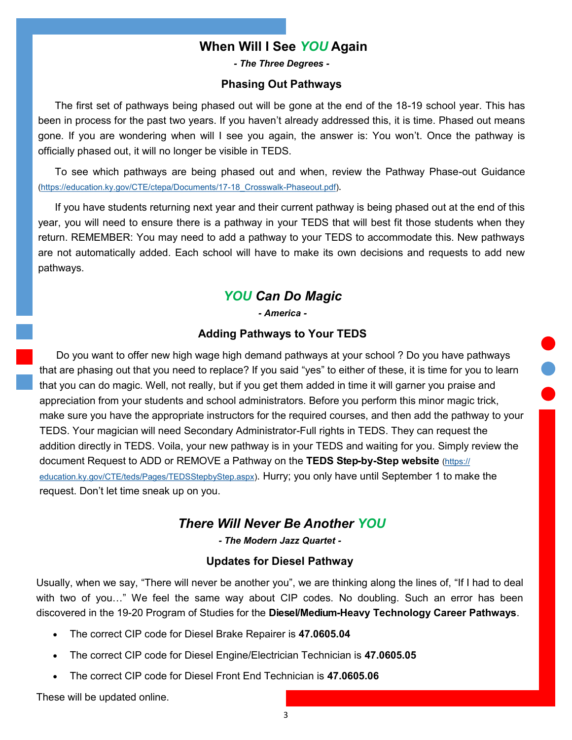## When Will I See *YOU* Again

***- The Three Degrees -***

### Phasing Out Pathways

The first set of pathways being phased out will be gone at the end of the 18-19 school year. This has been in process for the past two years. If you haven't already addressed this, it is time. Phased out means gone. If you are wondering when will I see you again, the answer is: You won't. Once the pathway is officially phased out, it will no longer be visible in TEDS.

To see which pathways are being phased out and when, review the Pathway Phase-out Guidance (https://education.ky.gov/CTE/ctepa/Documents/17-18_Crosswalk-Phaseout.pdf).

If you have students returning next year and their current pathway is being phased out at the end of this year, you will need to ensure there is a pathway in your TEDS that will best fit those students when they return. REMEMBER: You may need to add a pathway to your TEDS to accommodate this. New pathways are not automatically added. Each school will have to make its own decisions and requests to add new pathways.

## *YOU Can Do Magic*

***- America -***

### Adding Pathways to Your TEDS

Do you want to offer new high wage high demand pathways at your school ? Do you have pathways that are phasing out that you need to replace? If you said "yes" to either of these, it is time for you to learn that you can do magic. Well, not really, but if you get them added in time it will garner you praise and appreciation from your students and school administrators. Before you perform this minor magic trick, make sure you have the appropriate instructors for the required courses, and then add the pathway to your TEDS. Your magician will need Secondary Administrator-Full rights in TEDS. They can request the addition directly in TEDS. Voila, your new pathway is in your TEDS and waiting for you. Simply review the document Request to ADD or REMOVE a Pathway on the **TEDS Step-by-Step website** (https://education.ky.gov/CTE/teds/Pages/TEDSStepbyStep.aspx). Hurry; you only have until September 1 to make the request. Don't let time sneak up on you.

## *There Will Never Be Another YOU*

***- The Modern Jazz Quartet -***

### Updates for Diesel Pathway

Usually, when we say, "There will never be another you", we are thinking along the lines of, "If I had to deal with two of you…" We feel the same way about CIP codes. No doubling. Such an error has been discovered in the 19-20 Program of Studies for the **Diesel/Medium-Heavy Technology Career Pathways**.

- The correct CIP code for Diesel Brake Repairer is **47.0605.04**
- The correct CIP code for Diesel Engine/Electrician Technician is **47.0605.05**
- The correct CIP code for Diesel Front End Technician is **47.0605.06**

These will be updated online.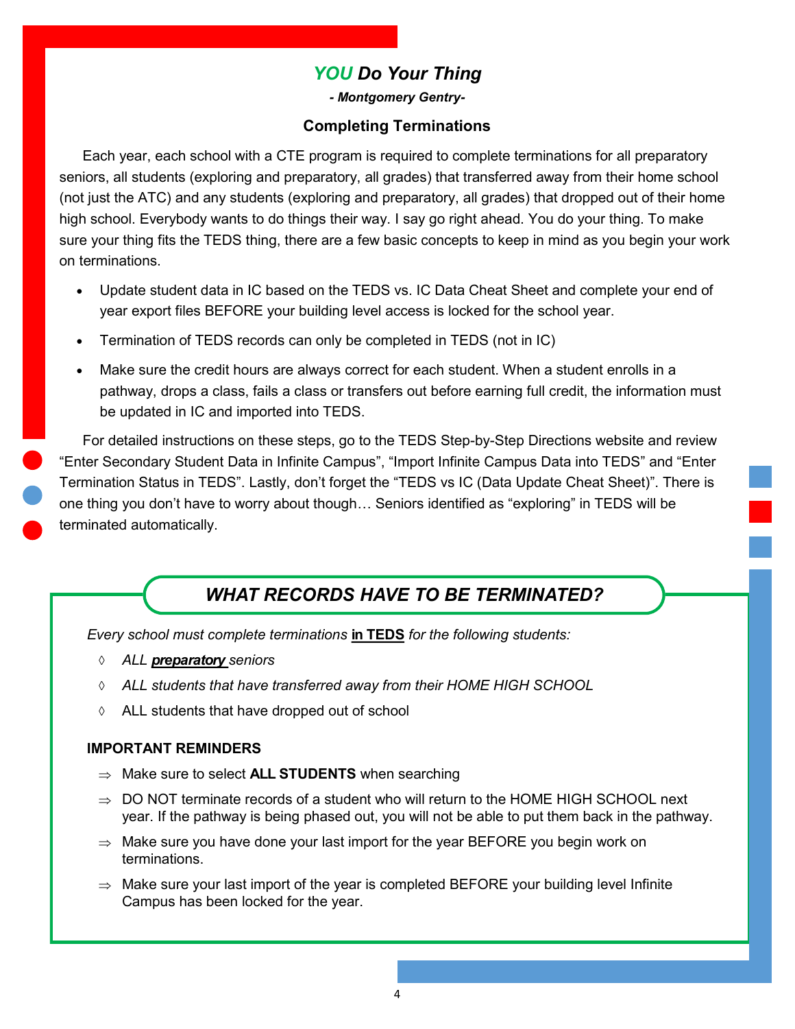## *YOU Do Your Thing*

***- Montgomery Gentry-***

### Completing Terminations

Each year, each school with a CTE program is required to complete terminations for all preparatory seniors, all students (exploring and preparatory, all grades) that transferred away from their home school (not just the ATC) and any students (exploring and preparatory, all grades) that dropped out of their home high school. Everybody wants to do things their way. I say go right ahead. You do your thing. To make sure your thing fits the TEDS thing, there are a few basic concepts to keep in mind as you begin your work on terminations.

- Update student data in IC based on the TEDS vs. IC Data Cheat Sheet and complete your end of year export files BEFORE your building level access is locked for the school year.
- Termination of TEDS records can only be completed in TEDS (not in IC)
- Make sure the credit hours are always correct for each student. When a student enrolls in a pathway, drops a class, fails a class or transfers out before earning full credit, the information must be updated in IC and imported into TEDS.

For detailed instructions on these steps, go to the TEDS Step-by-Step Directions website and review "Enter Secondary Student Data in Infinite Campus", "Import Infinite Campus Data into TEDS" and "Enter Termination Status in TEDS". Lastly, don't forget the "TEDS vs IC (Data Update Cheat Sheet)". There is one thing you don't have to worry about though… Seniors identified as "exploring" in TEDS will be terminated automatically.

## *WHAT RECORDS HAVE TO BE TERMINATED?*

*Every school must complete terminations* **in TEDS** *for the following students:*

- ◊ *ALL **preparatory** seniors*
- ◊ *ALL students that have transferred away from their HOME HIGH SCHOOL*
- ◊ ALL students that have dropped out of school

**IMPORTANT REMINDERS**

- ⇒ Make sure to select **ALL STUDENTS** when searching
- ⇒ DO NOT terminate records of a student who will return to the HOME HIGH SCHOOL next year. If the pathway is being phased out, you will not be able to put them back in the pathway.
- ⇒ Make sure you have done your last import for the year BEFORE you begin work on terminations.
- ⇒ Make sure your last import of the year is completed BEFORE your building level Infinite Campus has been locked for the year.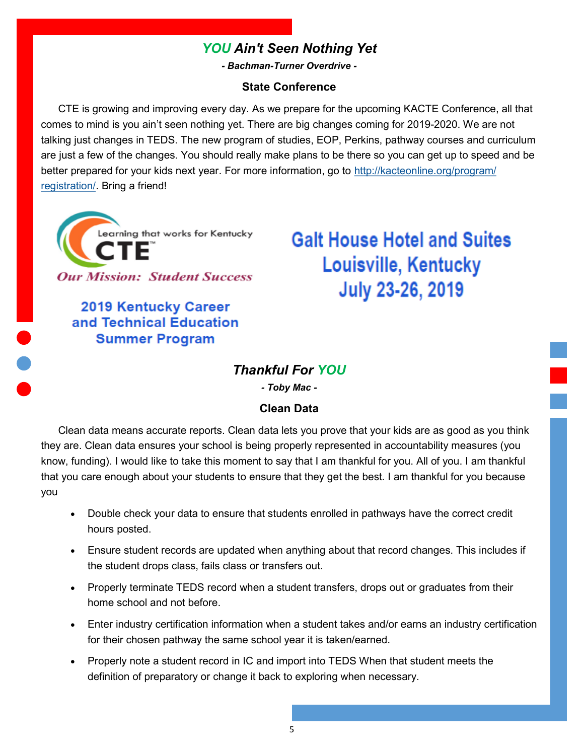## *YOU Ain't Seen Nothing Yet*

***- Bachman-Turner Overdrive -***

**State Conference**

CTE is growing and improving every day. As we prepare for the upcoming KACTE Conference, all that comes to mind is you ain't seen nothing yet. There are big changes coming for 2019-2020. We are not talking just changes in TEDS. The new program of studies, EOP, Perkins, pathway courses and curriculum are just a few of the changes. You should really make plans to be there so you can get up to speed and be better prepared for your kids next year. For more information, go to http://kacteonline.org/program/registration/. Bring a friend!

Learning that works for Kentucky CTE™

*Our Mission: Student Success*

**2019 Kentucky Career and Technical Education Summer Program**

**Galt House Hotel and Suites**
**Louisville, Kentucky**
**July 23-26, 2019**

## *Thankful For YOU*

***- Toby Mac -***

**Clean Data**

Clean data means accurate reports. Clean data lets you prove that your kids are as good as you think they are. Clean data ensures your school is being properly represented in accountability measures (you know, funding). I would like to take this moment to say that I am thankful for you. All of you. I am thankful that you care enough about your students to ensure that they get the best. I am thankful for you because you

- Double check your data to ensure that students enrolled in pathways have the correct credit hours posted.
- Ensure student records are updated when anything about that record changes. This includes if the student drops class, fails class or transfers out.
- Properly terminate TEDS record when a student transfers, drops out or graduates from their home school and not before.
- Enter industry certification information when a student takes and/or earns an industry certification for their chosen pathway the same school year it is taken/earned.
- Properly note a student record in IC and import into TEDS When that student meets the definition of preparatory or change it back to exploring when necessary.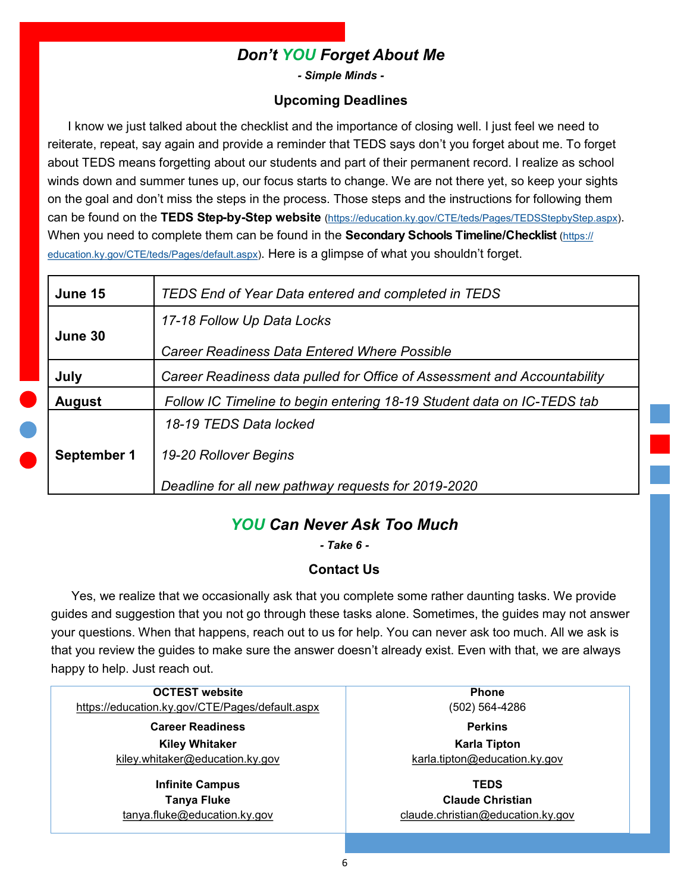## *Don't YOU Forget About Me*

***- Simple Minds -***

### Upcoming Deadlines

I know we just talked about the checklist and the importance of closing well. I just feel we need to reiterate, repeat, say again and provide a reminder that TEDS says don't you forget about me. To forget about TEDS means forgetting about our students and part of their permanent record. I realize as school winds down and summer tunes up, our focus starts to change. We are not there yet, so keep your sights on the goal and don't miss the steps in the process. Those steps and the instructions for following them can be found on the **TEDS Step-by-Step website** (https://education.ky.gov/CTE/teds/Pages/TEDSStepbyStep.aspx). When you need to complete them can be found in the **Secondary Schools Timeline/Checklist** (https://education.ky.gov/CTE/teds/Pages/default.aspx). Here is a glimpse of what you shouldn't forget.

| | |
|---|---|
| **June 15** | *TEDS End of Year Data entered and completed in TEDS* |
| **June 30** | *17-18 Follow Up Data Locks*<br><br>*Career Readiness Data Entered Where Possible* |
| **July** | *Career Readiness data pulled for Office of Assessment and Accountability* |
| **August** | *Follow IC Timeline to begin entering 18-19 Student data on IC-TEDS tab* |
| **September 1** | *18-19 TEDS Data locked*<br><br>*19-20 Rollover Begins*<br><br>*Deadline for all new pathway requests for 2019-2020* |

## *YOU Can Never Ask Too Much*

***- Take 6 -***

### Contact Us

Yes, we realize that we occasionally ask that you complete some rather daunting tasks. We provide guides and suggestion that you not go through these tasks alone. Sometimes, the guides may not answer your questions. When that happens, reach out to us for help. You can never ask too much. All we ask is that you review the guides to make sure the answer doesn't already exist. Even with that, we are always happy to help. Just reach out.

| | |
|---|---|
| **OCTEST website**<br>https://education.ky.gov/CTE/Pages/default.aspx | **Phone**<br>(502) 564-4286 |
| **Career Readiness**<br>**Kiley Whitaker**<br>kiley.whitaker@education.ky.gov | **Perkins**<br>**Karla Tipton**<br>karla.tipton@education.ky.gov |
| **Infinite Campus**<br>**Tanya Fluke**<br>tanya.fluke@education.ky.gov | **TEDS**<br>**Claude Christian**<br>claude.christian@education.ky.gov |